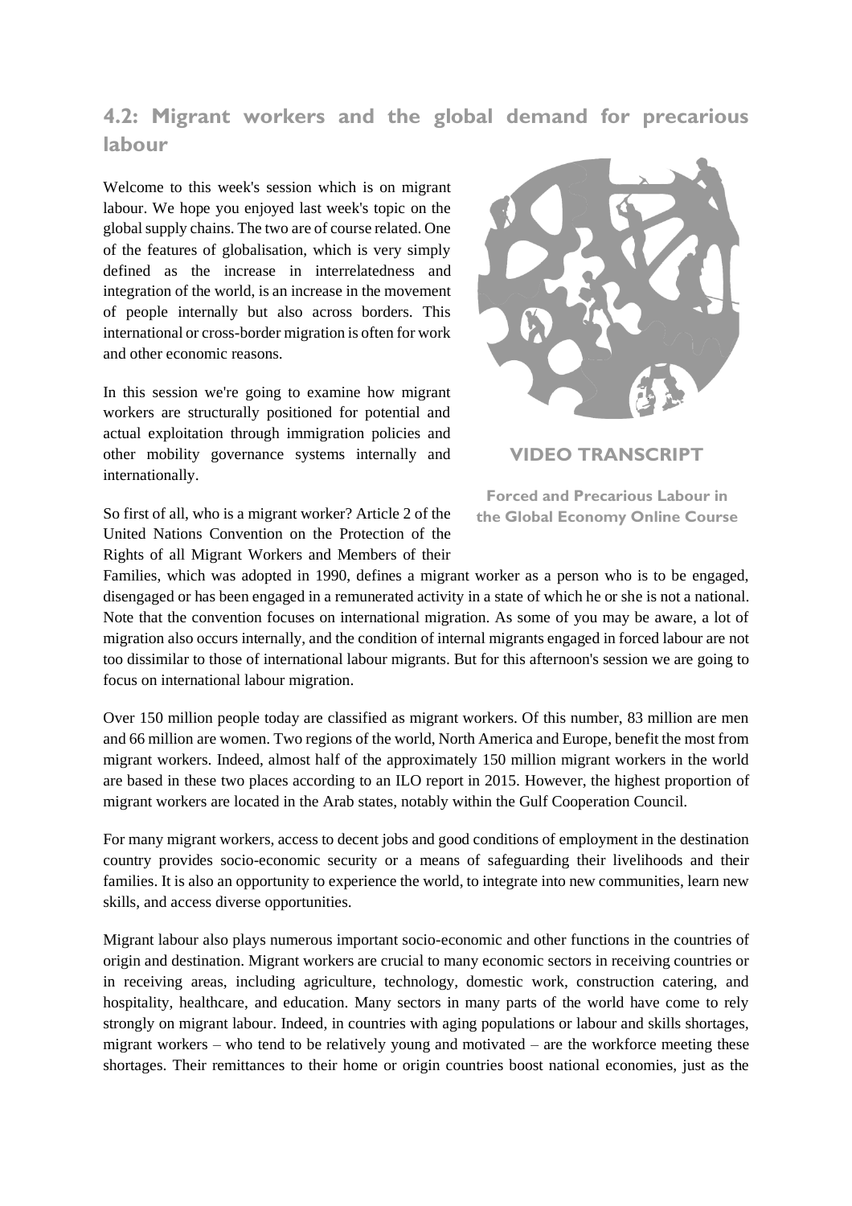## 4.2: Migrant workers and the global demand for precarious labour

VIDEO TRANSCRIPT

Forced and Precarious Labour in the Global Economy Online Course

Welcome to this week's session which is on migrant labour. We hope you enjoyed last week's topic on the global supply chains. The two are of course related. One of the features of globalisation, which is very simply defined as the increase in interrelatedness and integration of the world, is an increase in the movement of people internally but also across borders. This international or cross-border migration is often for work and other economic reasons.

In this session we're going to examine how migrant workers are structurally positioned for potential and actual exploitation through immigration policies and other mobility governance systems internally and internationally.

So first of all, who is a migrant worker? Article 2 of the United Nations Convention on the Protection of the Rights of all Migrant Workers and Members of their Families, which was adopted in 1990, defines a migrant worker as a person who is to be engaged, disengaged or has been engaged in a remunerated activity in a state of which he or she is not a national. Note that the convention focuses on international migration. As some of you may be aware, a lot of migration also occurs internally, and the condition of internal migrants engaged in forced labour are not too dissimilar to those of international labour migrants. But for this afternoon's session we are going to focus on international labour migration.

Over 150 million people today are classified as migrant workers. Of this number, 83 million are men and 66 million are women. Two regions of the world, North America and Europe, benefit the most from migrant workers. Indeed, almost half of the approximately 150 million migrant workers in the world are based in these two places according to an ILO report in 2015. However, the highest proportion of migrant workers are located in the Arab states, notably within the Gulf Cooperation Council.

For many migrant workers, access to decent jobs and good conditions of employment in the destination country provides socio-economic security or a means of safeguarding their livelihoods and their families. It is also an opportunity to experience the world, to integrate into new communities, learn new skills, and access diverse opportunities.

Migrant labour also plays numerous important socio-economic and other functions in the countries of origin and destination. Migrant workers are crucial to many economic sectors in receiving countries or in receiving areas, including agriculture, technology, domestic work, construction catering, and hospitality, healthcare, and education. Many sectors in many parts of the world have come to rely strongly on migrant labour. Indeed, in countries with aging populations or labour and skills shortages, migrant workers – who tend to be relatively young and motivated – are the workforce meeting these shortages. Their remittances to their home or origin countries boost national economies, just as the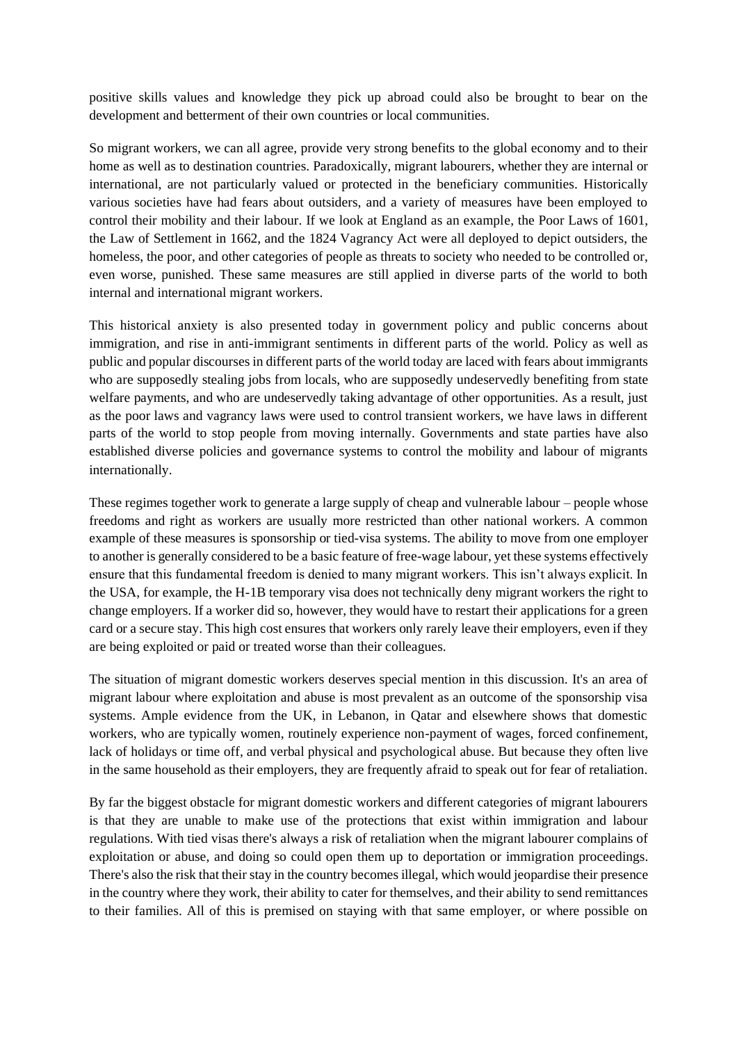positive skills values and knowledge they pick up abroad could also be brought to bear on the development and betterment of their own countries or local communities.

So migrant workers, we can all agree, provide very strong benefits to the global economy and to their home as well as to destination countries. Paradoxically, migrant labourers, whether they are internal or international, are not particularly valued or protected in the beneficiary communities. Historically various societies have had fears about outsiders, and a variety of measures have been employed to control their mobility and their labour. If we look at England as an example, the Poor Laws of 1601, the Law of Settlement in 1662, and the 1824 Vagrancy Act were all deployed to depict outsiders, the homeless, the poor, and other categories of people as threats to society who needed to be controlled or, even worse, punished. These same measures are still applied in diverse parts of the world to both internal and international migrant workers.

This historical anxiety is also presented today in government policy and public concerns about immigration, and rise in anti-immigrant sentiments in different parts of the world. Policy as well as public and popular discourses in different parts of the world today are laced with fears about immigrants who are supposedly stealing jobs from locals, who are supposedly undeservedly benefiting from state welfare payments, and who are undeservedly taking advantage of other opportunities. As a result, just as the poor laws and vagrancy laws were used to control transient workers, we have laws in different parts of the world to stop people from moving internally. Governments and state parties have also established diverse policies and governance systems to control the mobility and labour of migrants internationally.

These regimes together work to generate a large supply of cheap and vulnerable labour – people whose freedoms and right as workers are usually more restricted than other national workers. A common example of these measures is sponsorship or tied-visa systems. The ability to move from one employer to another is generally considered to be a basic feature of free-wage labour, yet these systems effectively ensure that this fundamental freedom is denied to many migrant workers. This isn't always explicit. In the USA, for example, the H-1B temporary visa does not technically deny migrant workers the right to change employers. If a worker did so, however, they would have to restart their applications for a green card or a secure stay. This high cost ensures that workers only rarely leave their employers, even if they are being exploited or paid or treated worse than their colleagues.

The situation of migrant domestic workers deserves special mention in this discussion. It's an area of migrant labour where exploitation and abuse is most prevalent as an outcome of the sponsorship visa systems. Ample evidence from the UK, in Lebanon, in Qatar and elsewhere shows that domestic workers, who are typically women, routinely experience non-payment of wages, forced confinement, lack of holidays or time off, and verbal physical and psychological abuse. But because they often live in the same household as their employers, they are frequently afraid to speak out for fear of retaliation.

By far the biggest obstacle for migrant domestic workers and different categories of migrant labourers is that they are unable to make use of the protections that exist within immigration and labour regulations. With tied visas there's always a risk of retaliation when the migrant labourer complains of exploitation or abuse, and doing so could open them up to deportation or immigration proceedings. There's also the risk that their stay in the country becomes illegal, which would jeopardise their presence in the country where they work, their ability to cater for themselves, and their ability to send remittances to their families. All of this is premised on staying with that same employer, or where possible on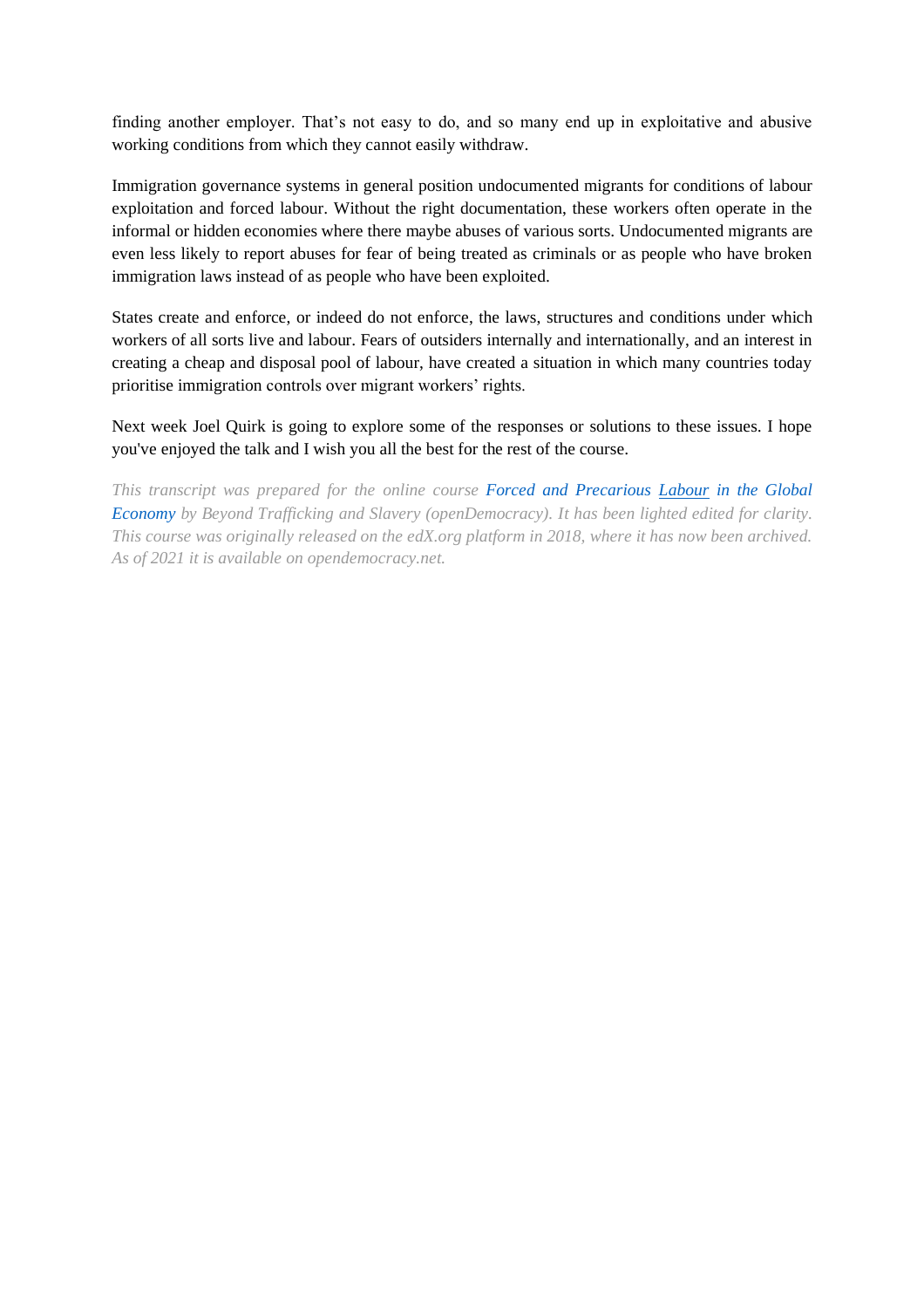finding another employer. That's not easy to do, and so many end up in exploitative and abusive working conditions from which they cannot easily withdraw.

Immigration governance systems in general position undocumented migrants for conditions of labour exploitation and forced labour. Without the right documentation, these workers often operate in the informal or hidden economies where there maybe abuses of various sorts. Undocumented migrants are even less likely to report abuses for fear of being treated as criminals or as people who have broken immigration laws instead of as people who have been exploited.

States create and enforce, or indeed do not enforce, the laws, structures and conditions under which workers of all sorts live and labour. Fears of outsiders internally and internationally, and an interest in creating a cheap and disposal pool of labour, have created a situation in which many countries today prioritise immigration controls over migrant workers' rights.

Next week Joel Quirk is going to explore some of the responses or solutions to these issues. I hope you've enjoyed the talk and I wish you all the best for the rest of the course.

*This transcript was prepared for the online course Forced and Precarious Labour in the Global Economy by Beyond Trafficking and Slavery (openDemocracy). It has been lighted edited for clarity. This course was originally released on the edX.org platform in 2018, where it has now been archived. As of 2021 it is available on opendemocracy.net.*